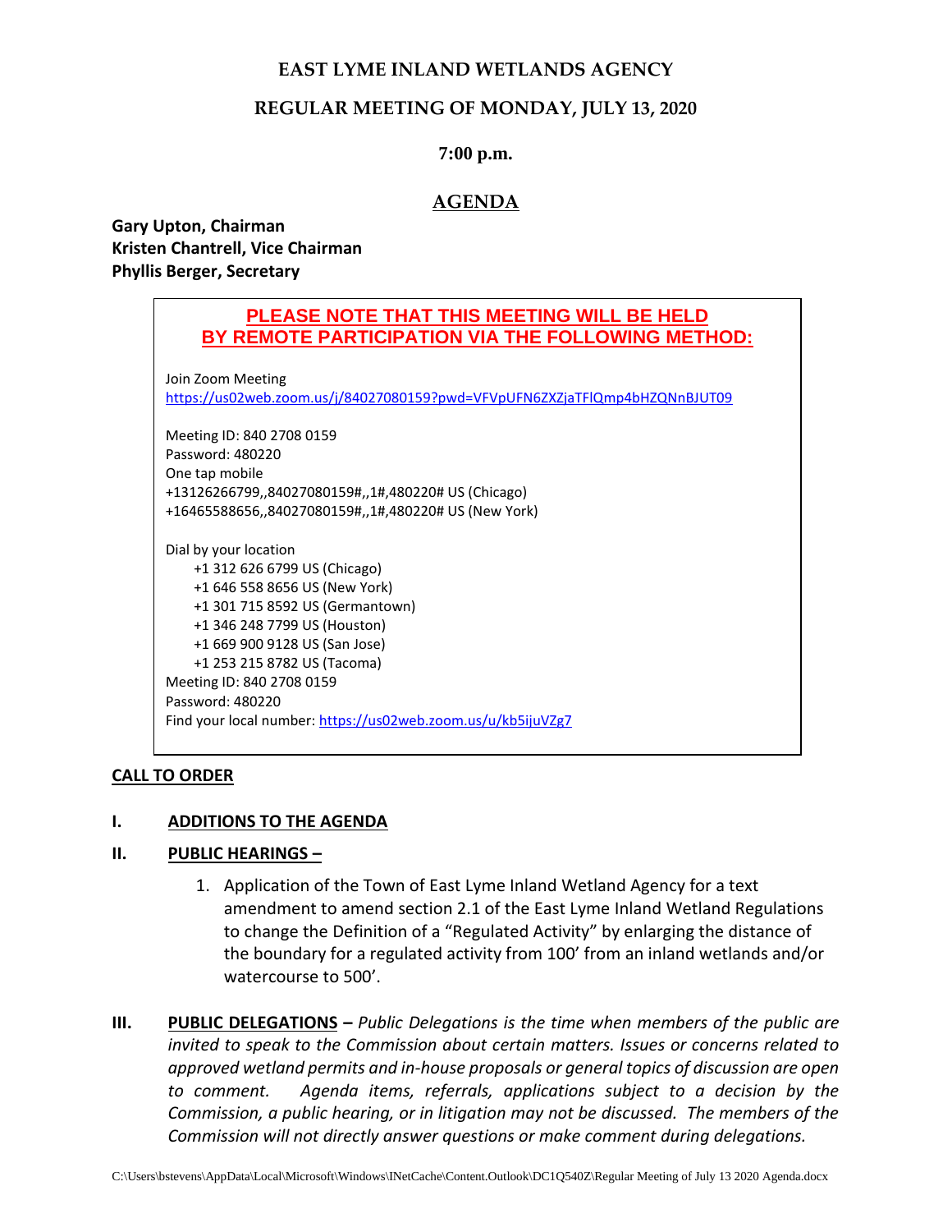# EAST LYME INLAND WETLANDS AGENCY

## REGULAR MEETING OF MONDAY, JULY 13, 2020

**7:00 p.m.**

## AGENDA

**Gary Upton, Chairman**
**Kristen Chantrell, Vice Chairman**
**Phyllis Berger, Secretary**

**PLEASE NOTE THAT THIS MEETING WILL BE HELD BY REMOTE PARTICIPATION VIA THE FOLLOWING METHOD:**

Join Zoom Meeting
https://us02web.zoom.us/j/84027080159?pwd=VFVpUFN6ZXZjaTFlQmp4bHZQNnBJUT09

Meeting ID: 840 2708 0159
Password: 480220
One tap mobile
+13126266799,,84027080159#,,1#,480220# US (Chicago)
+16465588656,,84027080159#,,1#,480220# US (New York)

Dial by your location
+1 312 626 6799 US (Chicago)
+1 646 558 8656 US (New York)
+1 301 715 8592 US (Germantown)
+1 346 248 7799 US (Houston)
+1 669 900 9128 US (San Jose)
+1 253 215 8782 US (Tacoma)
Meeting ID: 840 2708 0159
Password: 480220
Find your local number: https://us02web.zoom.us/u/kb5ijuVZg7

**CALL TO ORDER**

**I. ADDITIONS TO THE AGENDA**

**II. PUBLIC HEARINGS –**

1. Application of the Town of East Lyme Inland Wetland Agency for a text amendment to amend section 2.1 of the East Lyme Inland Wetland Regulations to change the Definition of a "Regulated Activity" by enlarging the distance of the boundary for a regulated activity from 100' from an inland wetlands and/or watercourse to 500'.

**III. PUBLIC DELEGATIONS –** *Public Delegations is the time when members of the public are invited to speak to the Commission about certain matters. Issues or concerns related to approved wetland permits and in-house proposals or general topics of discussion are open to comment. Agenda items, referrals, applications subject to a decision by the Commission, a public hearing, or in litigation may not be discussed. The members of the Commission will not directly answer questions or make comment during delegations.*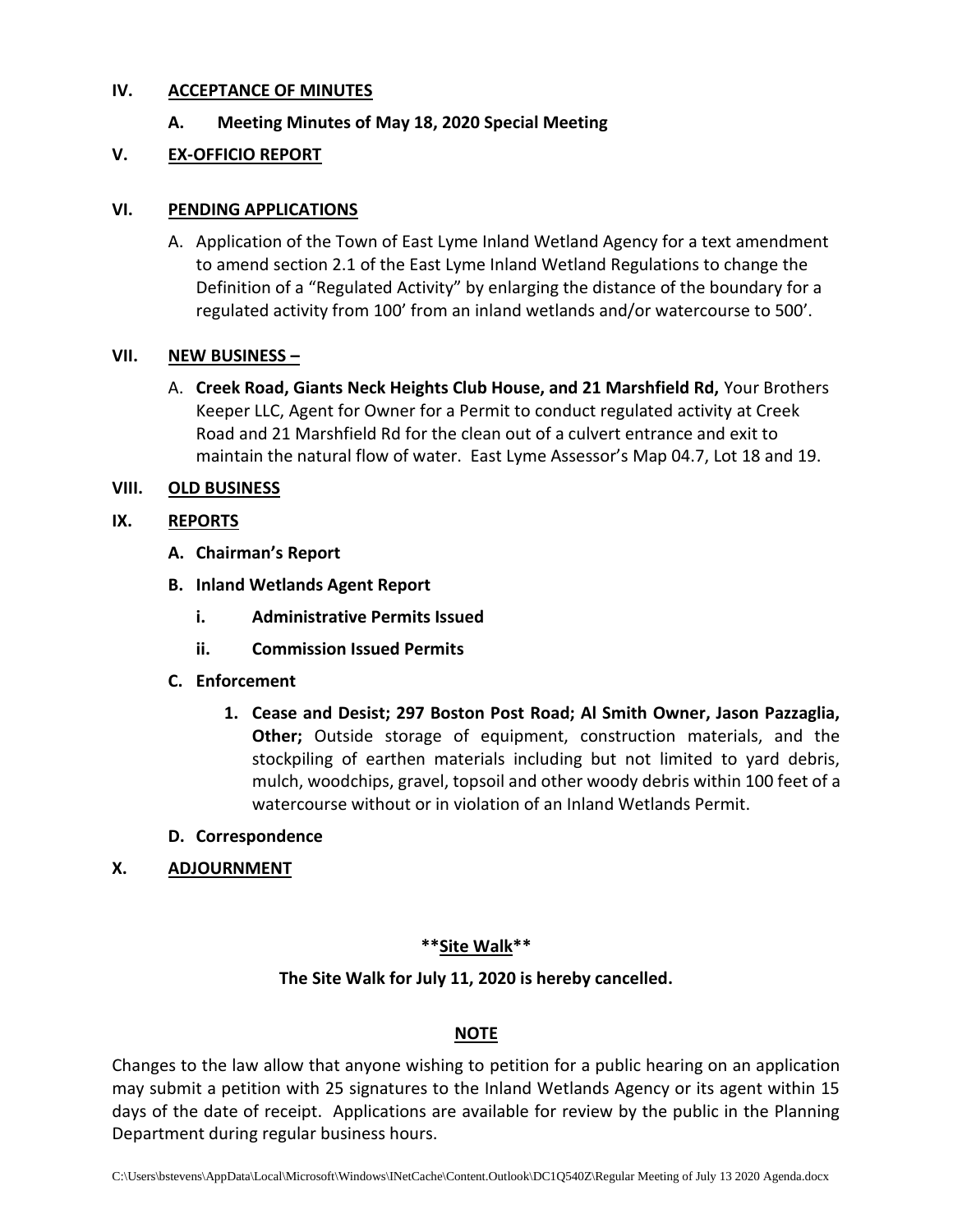## IV. ACCEPTANCE OF MINUTES

**A. Meeting Minutes of May 18, 2020 Special Meeting**

## V. EX-OFFICIO REPORT

## VI. PENDING APPLICATIONS

A. Application of the Town of East Lyme Inland Wetland Agency for a text amendment to amend section 2.1 of the East Lyme Inland Wetland Regulations to change the Definition of a "Regulated Activity" by enlarging the distance of the boundary for a regulated activity from 100' from an inland wetlands and/or watercourse to 500'.

## VII. NEW BUSINESS –

A. **Creek Road, Giants Neck Heights Club House, and 21 Marshfield Rd,** Your Brothers Keeper LLC, Agent for Owner for a Permit to conduct regulated activity at Creek Road and 21 Marshfield Rd for the clean out of a culvert entrance and exit to maintain the natural flow of water. East Lyme Assessor's Map 04.7, Lot 18 and 19.

## VIII. OLD BUSINESS

## IX. REPORTS

**A. Chairman's Report**

**B. Inland Wetlands Agent Report**

**i. Administrative Permits Issued**

**ii. Commission Issued Permits**

**C. Enforcement**

1. **Cease and Desist; 297 Boston Post Road; Al Smith Owner, Jason Pazzaglia, Other;** Outside storage of equipment, construction materials, and the stockpiling of earthen materials including but not limited to yard debris, mulch, woodchips, gravel, topsoil and other woody debris within 100 feet of a watercourse without or in violation of an Inland Wetlands Permit.

**D. Correspondence**

## X. ADJOURNMENT

**\*\*Site Walk\*\***

**The Site Walk for July 11, 2020 is hereby cancelled.**

**NOTE**

Changes to the law allow that anyone wishing to petition for a public hearing on an application may submit a petition with 25 signatures to the Inland Wetlands Agency or its agent within 15 days of the date of receipt. Applications are available for review by the public in the Planning Department during regular business hours.

C:\Users\bstevens\AppData\Local\Microsoft\Windows\INetCache\Content.Outlook\DC1Q540Z\Regular Meeting of July 13 2020 Agenda.docx